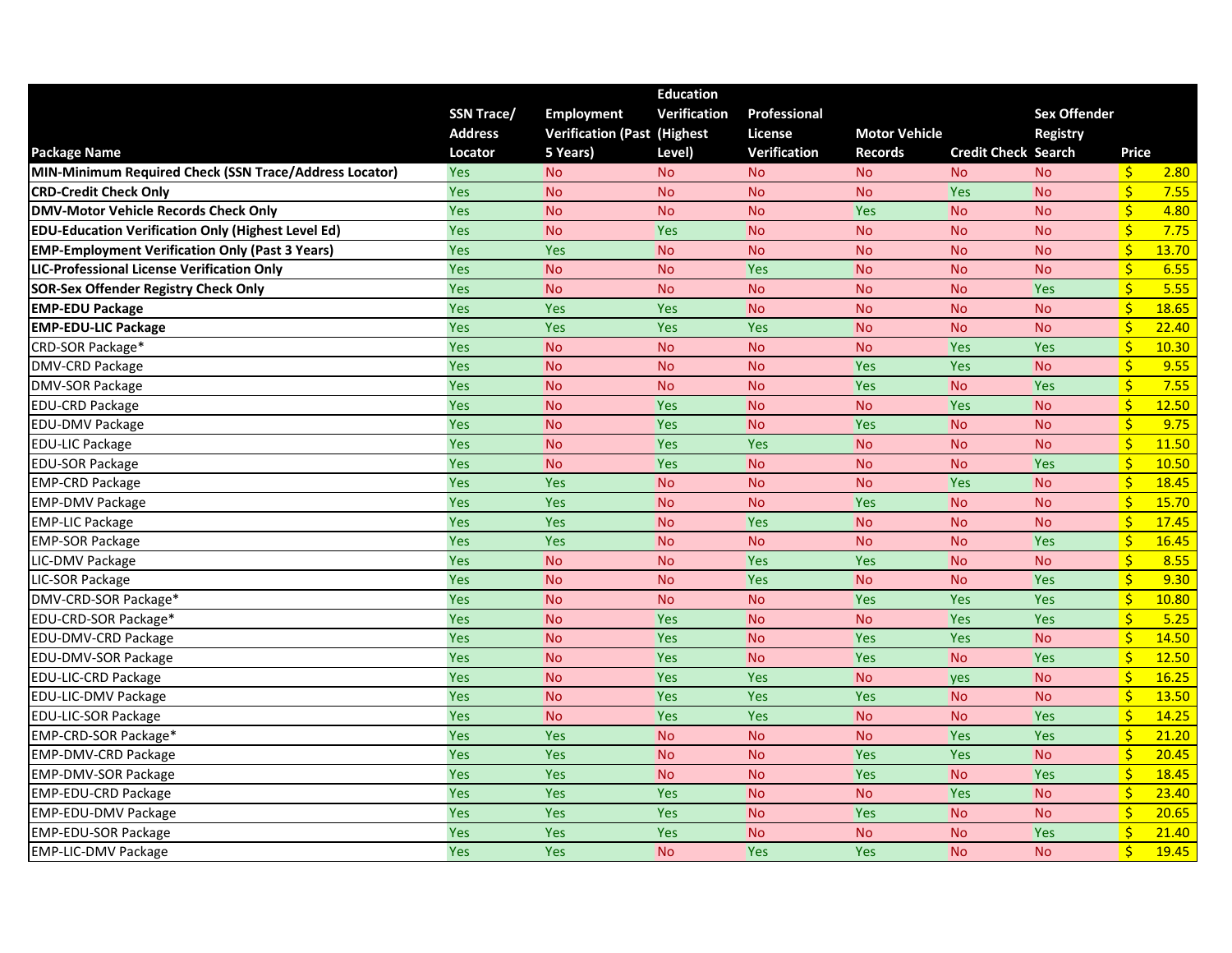| Package Name | SSN Trace/ Address Locator | Employment Verification (Past 5 Years) | Education Verification (Highest Level) | Professional License Verification | Motor Vehicle Records | Credit Check | Sex Offender Registry Search | Price |
|---|---|---|---|---|---|---|---|---|
| **MIN-Minimum Required Check (SSN Trace/Address Locator)** | Yes | No | No | No | No | No | No | $ 2.80 |
| **CRD-Credit Check Only** | Yes | No | No | No | No | Yes | No | $ 7.55 |
| **DMV-Motor Vehicle Records Check Only** | Yes | No | No | No | Yes | No | No | $ 4.80 |
| **EDU-Education Verification Only (Highest Level Ed)** | Yes | No | Yes | No | No | No | No | $ 7.75 |
| **EMP-Employment Verification Only (Past 3 Years)** | Yes | Yes | No | No | No | No | No | $ 13.70 |
| **LIC-Professional License Verification Only** | Yes | No | No | Yes | No | No | No | $ 6.55 |
| **SOR-Sex Offender Registry Check Only** | Yes | No | No | No | No | No | Yes | $ 5.55 |
| **EMP-EDU Package** | Yes | Yes | Yes | No | No | No | No | $ 18.65 |
| **EMP-EDU-LIC Package** | Yes | Yes | Yes | Yes | No | No | No | $ 22.40 |
| CRD-SOR Package* | Yes | No | No | No | No | Yes | Yes | $ 10.30 |
| DMV-CRD Package | Yes | No | No | No | Yes | Yes | No | $ 9.55 |
| DMV-SOR Package | Yes | No | No | No | Yes | No | Yes | $ 7.55 |
| EDU-CRD Package | Yes | No | Yes | No | No | Yes | No | $ 12.50 |
| EDU-DMV Package | Yes | No | Yes | No | Yes | No | No | $ 9.75 |
| EDU-LIC Package | Yes | No | Yes | Yes | No | No | No | $ 11.50 |
| EDU-SOR Package | Yes | No | Yes | No | No | No | Yes | $ 10.50 |
| EMP-CRD Package | Yes | Yes | No | No | No | Yes | No | $ 18.45 |
| EMP-DMV Package | Yes | Yes | No | No | Yes | No | No | $ 15.70 |
| EMP-LIC Package | Yes | Yes | No | Yes | No | No | No | $ 17.45 |
| EMP-SOR Package | Yes | Yes | No | No | No | No | Yes | $ 16.45 |
| LIC-DMV Package | Yes | No | No | Yes | Yes | No | No | $ 8.55 |
| LIC-SOR Package | Yes | No | No | Yes | No | No | Yes | $ 9.30 |
| DMV-CRD-SOR Package* | Yes | No | No | No | Yes | Yes | Yes | $ 10.80 |
| EDU-CRD-SOR Package* | Yes | No | Yes | No | No | Yes | Yes | $ 5.25 |
| EDU-DMV-CRD Package | Yes | No | Yes | No | Yes | Yes | No | $ 14.50 |
| EDU-DMV-SOR Package | Yes | No | Yes | No | Yes | No | Yes | $ 12.50 |
| EDU-LIC-CRD Package | Yes | No | Yes | Yes | No | yes | No | $ 16.25 |
| EDU-LIC-DMV Package | Yes | No | Yes | Yes | Yes | No | No | $ 13.50 |
| EDU-LIC-SOR Package | Yes | No | Yes | Yes | No | No | Yes | $ 14.25 |
| EMP-CRD-SOR Package* | Yes | Yes | No | No | No | Yes | Yes | $ 21.20 |
| EMP-DMV-CRD Package | Yes | Yes | No | No | Yes | Yes | No | $ 20.45 |
| EMP-DMV-SOR Package | Yes | Yes | No | No | Yes | No | Yes | $ 18.45 |
| EMP-EDU-CRD Package | Yes | Yes | Yes | No | No | Yes | No | $ 23.40 |
| EMP-EDU-DMV Package | Yes | Yes | Yes | No | Yes | No | No | $ 20.65 |
| EMP-EDU-SOR Package | Yes | Yes | Yes | No | No | No | Yes | $ 21.40 |
| EMP-LIC-DMV Package | Yes | Yes | No | Yes | Yes | No | No | $ 19.45 |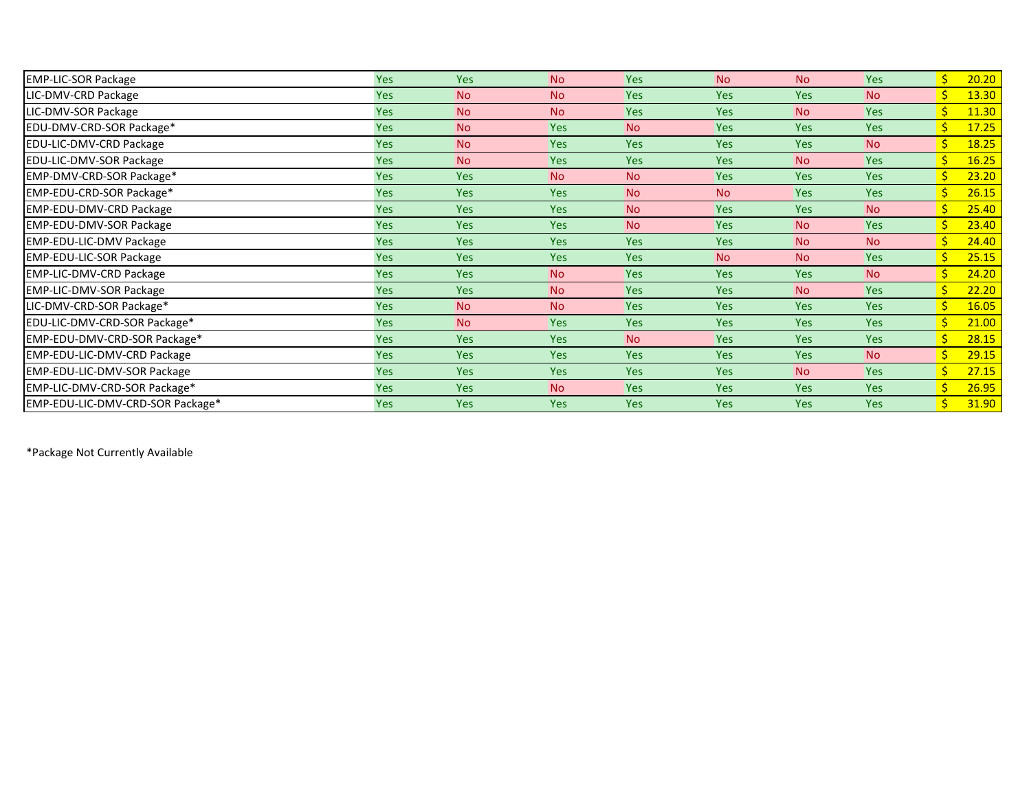| | | | | | | | | |
|---|---|---|---|---|---|---|---|---|
| EMP-LIC-SOR Package | Yes | Yes | No | Yes | No | No | Yes | $ 20.20 |
| LIC-DMV-CRD Package | Yes | No | No | Yes | Yes | Yes | No | $ 13.30 |
| LIC-DMV-SOR Package | Yes | No | No | Yes | Yes | No | Yes | $ 11.30 |
| EDU-DMV-CRD-SOR Package* | Yes | No | Yes | No | Yes | Yes | Yes | $ 17.25 |
| EDU-LIC-DMV-CRD Package | Yes | No | Yes | Yes | Yes | Yes | No | $ 18.25 |
| EDU-LIC-DMV-SOR Package | Yes | No | Yes | Yes | Yes | No | Yes | $ 16.25 |
| EMP-DMV-CRD-SOR Package* | Yes | Yes | No | No | Yes | Yes | Yes | $ 23.20 |
| EMP-EDU-CRD-SOR Package* | Yes | Yes | Yes | No | No | Yes | Yes | $ 26.15 |
| EMP-EDU-DMV-CRD Package | Yes | Yes | Yes | No | Yes | Yes | No | $ 25.40 |
| EMP-EDU-DMV-SOR Package | Yes | Yes | Yes | No | Yes | No | Yes | $ 23.40 |
| EMP-EDU-LIC-DMV Package | Yes | Yes | Yes | Yes | Yes | No | No | $ 24.40 |
| EMP-EDU-LIC-SOR Package | Yes | Yes | Yes | Yes | No | No | Yes | $ 25.15 |
| EMP-LIC-DMV-CRD Package | Yes | Yes | No | Yes | Yes | Yes | No | $ 24.20 |
| EMP-LIC-DMV-SOR Package | Yes | Yes | No | Yes | Yes | No | Yes | $ 22.20 |
| LIC-DMV-CRD-SOR Package* | Yes | No | No | Yes | Yes | Yes | Yes | $ 16.05 |
| EDU-LIC-DMV-CRD-SOR Package* | Yes | No | Yes | Yes | Yes | Yes | Yes | $ 21.00 |
| EMP-EDU-DMV-CRD-SOR Package* | Yes | Yes | Yes | No | Yes | Yes | Yes | $ 28.15 |
| EMP-EDU-LIC-DMV-CRD Package | Yes | Yes | Yes | Yes | Yes | Yes | No | $ 29.15 |
| EMP-EDU-LIC-DMV-SOR Package | Yes | Yes | Yes | Yes | Yes | No | Yes | $ 27.15 |
| EMP-LIC-DMV-CRD-SOR Package* | Yes | Yes | No | Yes | Yes | Yes | Yes | $ 26.95 |
| EMP-EDU-LIC-DMV-CRD-SOR Package* | Yes | Yes | Yes | Yes | Yes | Yes | Yes | $ 31.90 |

*Package Not Currently Available